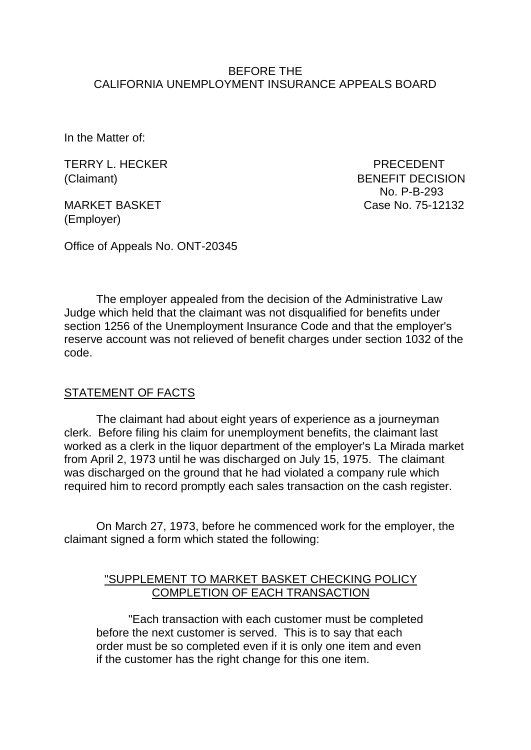BEFORE THE
CALIFORNIA UNEMPLOYMENT INSURANCE APPEALS BOARD

In the Matter of:

TERRY L. HECKER
(Claimant)

MARKET BASKET
(Employer)

PRECEDENT
BENEFIT DECISION
No. P-B-293
Case No. 75-12132

Office of Appeals No. ONT-20345

The employer appealed from the decision of the Administrative Law Judge which held that the claimant was not disqualified for benefits under section 1256 of the Unemployment Insurance Code and that the employer's reserve account was not relieved of benefit charges under section 1032 of the code.

## STATEMENT OF FACTS

The claimant had about eight years of experience as a journeyman clerk. Before filing his claim for unemployment benefits, the claimant last worked as a clerk in the liquor department of the employer's La Mirada market from April 2, 1973 until he was discharged on July 15, 1975. The claimant was discharged on the ground that he had violated a company rule which required him to record promptly each sales transaction on the cash register.

On March 27, 1973, before he commenced work for the employer, the claimant signed a form which stated the following:

> "SUPPLEMENT TO MARKET BASKET CHECKING POLICY
> COMPLETION OF EACH TRANSACTION
>
> "Each transaction with each customer must be completed before the next customer is served. This is to say that each order must be so completed even if it is only one item and even if the customer has the right change for this one item.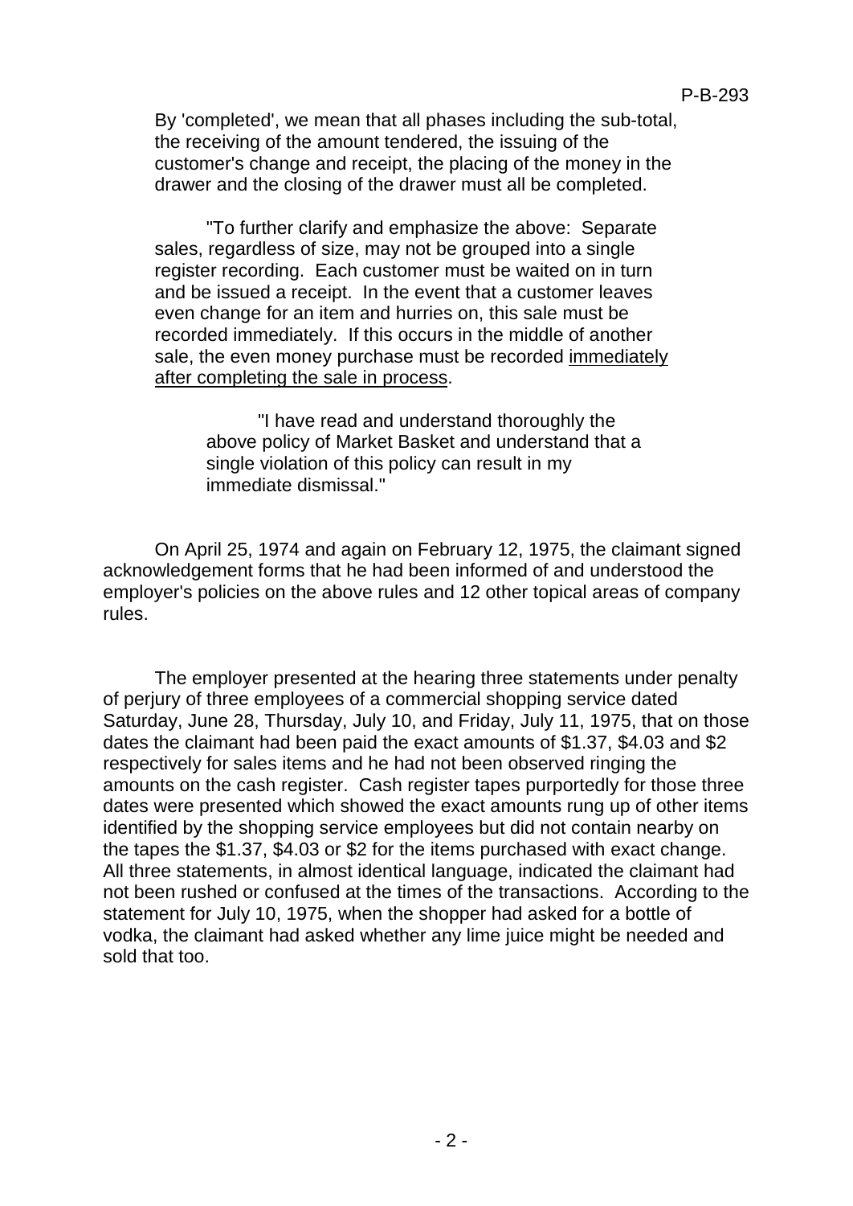> By 'completed', we mean that all phases including the sub-total, the receiving of the amount tendered, the issuing of the customer's change and receipt, the placing of the money in the drawer and the closing of the drawer must all be completed.
>
> "To further clarify and emphasize the above: Separate sales, regardless of size, may not be grouped into a single register recording. Each customer must be waited on in turn and be issued a receipt. In the event that a customer leaves even change for an item and hurries on, this sale must be recorded immediately. If this occurs in the middle of another sale, the even money purchase must be recorded <u>immediately after completing the sale in process</u>.
>
> > "I have read and understand thoroughly the above policy of Market Basket and understand that a single violation of this policy can result in my immediate dismissal."

On April 25, 1974 and again on February 12, 1975, the claimant signed acknowledgement forms that he had been informed of and understood the employer's policies on the above rules and 12 other topical areas of company rules.

The employer presented at the hearing three statements under penalty of perjury of three employees of a commercial shopping service dated Saturday, June 28, Thursday, July 10, and Friday, July 11, 1975, that on those dates the claimant had been paid the exact amounts of $1.37, $4.03 and $2 respectively for sales items and he had not been observed ringing the amounts on the cash register. Cash register tapes purportedly for those three dates were presented which showed the exact amounts rung up of other items identified by the shopping service employees but did not contain nearby on the tapes the $1.37, $4.03 or $2 for the items purchased with exact change. All three statements, in almost identical language, indicated the claimant had not been rushed or confused at the times of the transactions. According to the statement for July 10, 1975, when the shopper had asked for a bottle of vodka, the claimant had asked whether any lime juice might be needed and sold that too.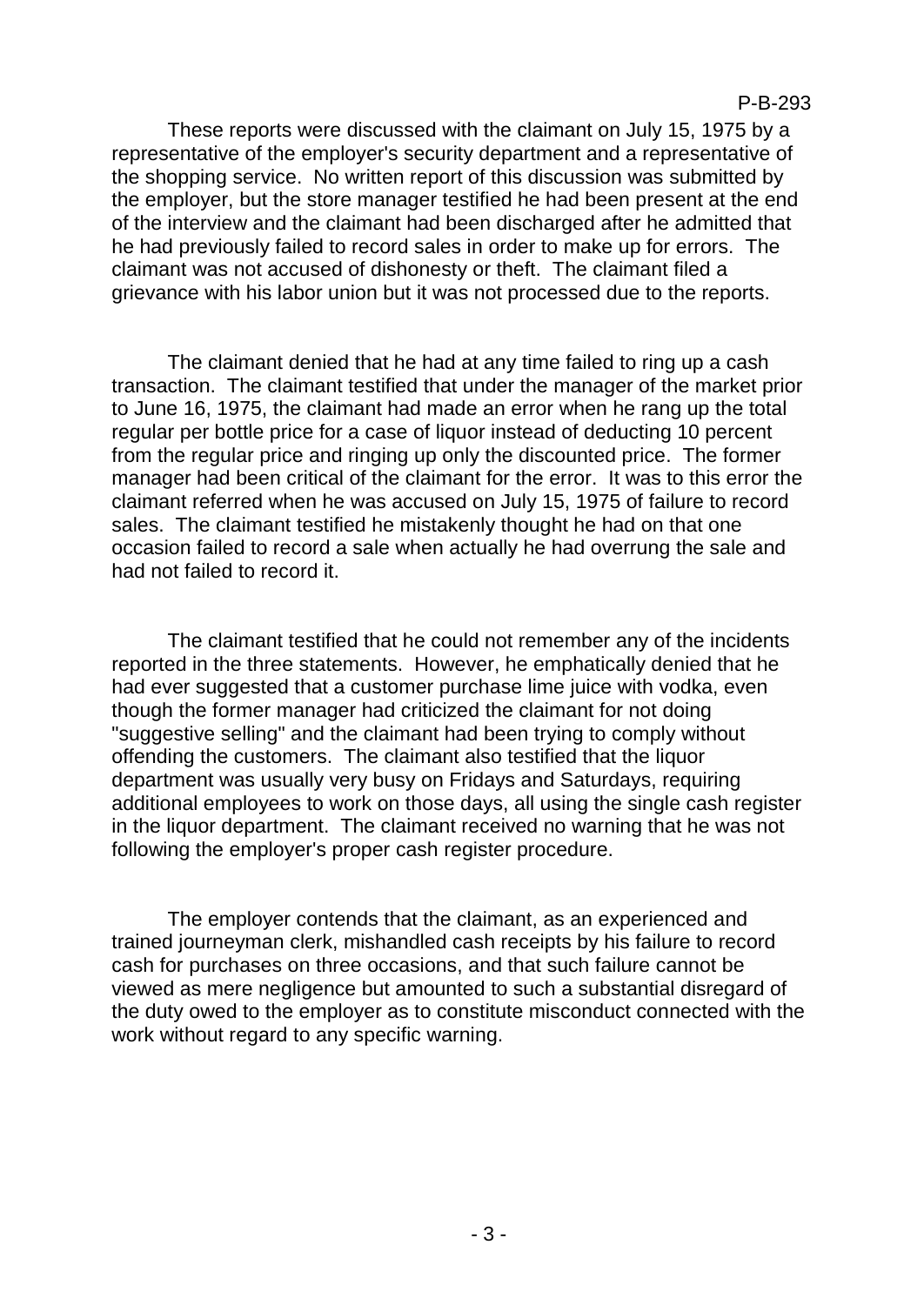These reports were discussed with the claimant on July 15, 1975 by a representative of the employer's security department and a representative of the shopping service. No written report of this discussion was submitted by the employer, but the store manager testified he had been present at the end of the interview and the claimant had been discharged after he admitted that he had previously failed to record sales in order to make up for errors. The claimant was not accused of dishonesty or theft. The claimant filed a grievance with his labor union but it was not processed due to the reports.

The claimant denied that he had at any time failed to ring up a cash transaction. The claimant testified that under the manager of the market prior to June 16, 1975, the claimant had made an error when he rang up the total regular per bottle price for a case of liquor instead of deducting 10 percent from the regular price and ringing up only the discounted price. The former manager had been critical of the claimant for the error. It was to this error the claimant referred when he was accused on July 15, 1975 of failure to record sales. The claimant testified he mistakenly thought he had on that one occasion failed to record a sale when actually he had overrung the sale and had not failed to record it.

The claimant testified that he could not remember any of the incidents reported in the three statements. However, he emphatically denied that he had ever suggested that a customer purchase lime juice with vodka, even though the former manager had criticized the claimant for not doing "suggestive selling" and the claimant had been trying to comply without offending the customers. The claimant also testified that the liquor department was usually very busy on Fridays and Saturdays, requiring additional employees to work on those days, all using the single cash register in the liquor department. The claimant received no warning that he was not following the employer's proper cash register procedure.

The employer contends that the claimant, as an experienced and trained journeyman clerk, mishandled cash receipts by his failure to record cash for purchases on three occasions, and that such failure cannot be viewed as mere negligence but amounted to such a substantial disregard of the duty owed to the employer as to constitute misconduct connected with the work without regard to any specific warning.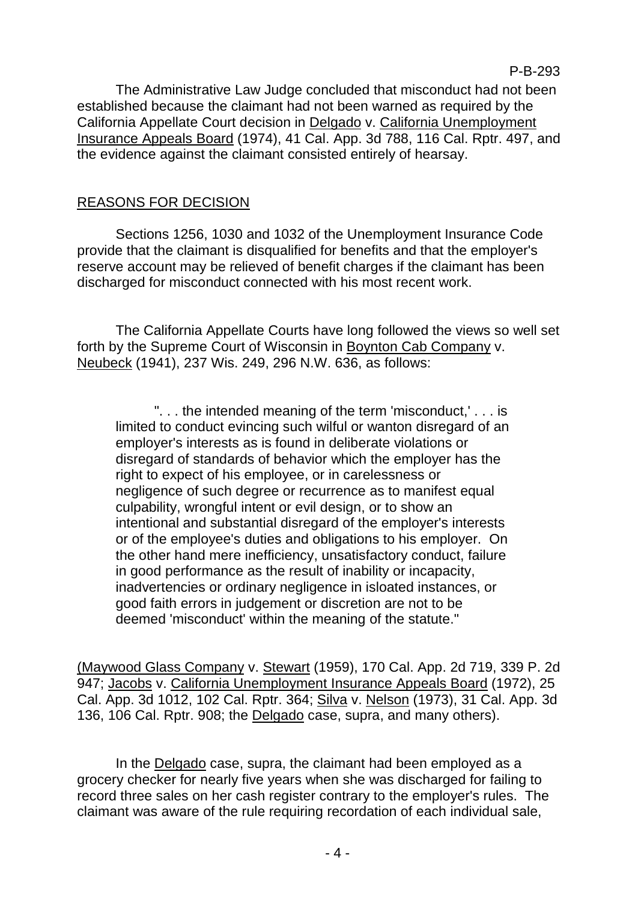The Administrative Law Judge concluded that misconduct had not been established because the claimant had not been warned as required by the California Appellate Court decision in Delgado v. California Unemployment Insurance Appeals Board (1974), 41 Cal. App. 3d 788, 116 Cal. Rptr. 497, and the evidence against the claimant consisted entirely of hearsay.

## REASONS FOR DECISION

Sections 1256, 1030 and 1032 of the Unemployment Insurance Code provide that the claimant is disqualified for benefits and that the employer's reserve account may be relieved of benefit charges if the claimant has been discharged for misconduct connected with his most recent work.

The California Appellate Courts have long followed the views so well set forth by the Supreme Court of Wisconsin in Boynton Cab Company v. Neubeck (1941), 237 Wis. 249, 296 N.W. 636, as follows:

> ". . . the intended meaning of the term 'misconduct,' . . . is limited to conduct evincing such wilful or wanton disregard of an employer's interests as is found in deliberate violations or disregard of standards of behavior which the employer has the right to expect of his employee, or in carelessness or negligence of such degree or recurrence as to manifest equal culpability, wrongful intent or evil design, or to show an intentional and substantial disregard of the employer's interests or of the employee's duties and obligations to his employer. On the other hand mere inefficiency, unsatisfactory conduct, failure in good performance as the result of inability or incapacity, inadvertencies or ordinary negligence in isloated instances, or good faith errors in judgement or discretion are not to be deemed 'misconduct' within the meaning of the statute."

(Maywood Glass Company v. Stewart (1959), 170 Cal. App. 2d 719, 339 P. 2d 947; Jacobs v. California Unemployment Insurance Appeals Board (1972), 25 Cal. App. 3d 1012, 102 Cal. Rptr. 364; Silva v. Nelson (1973), 31 Cal. App. 3d 136, 106 Cal. Rptr. 908; the Delgado case, supra, and many others).

In the Delgado case, supra, the claimant had been employed as a grocery checker for nearly five years when she was discharged for failing to record three sales on her cash register contrary to the employer's rules. The claimant was aware of the rule requiring recordation of each individual sale,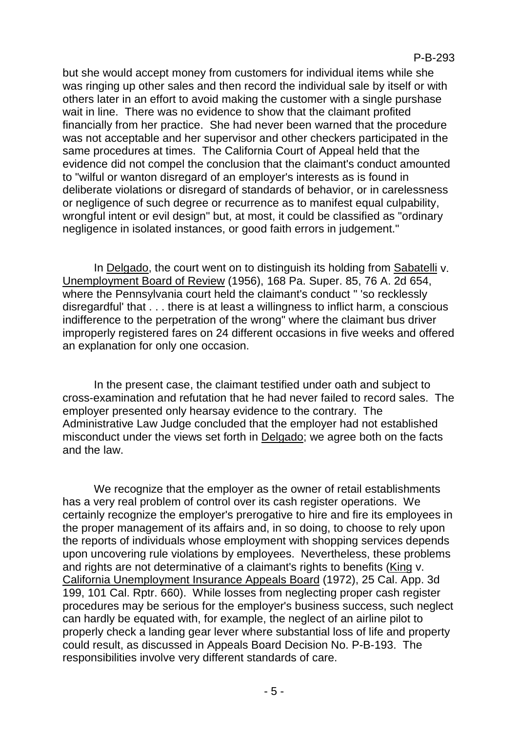but she would accept money from customers for individual items while she was ringing up other sales and then record the individual sale by itself or with others later in an effort to avoid making the customer with a single purshase wait in line. There was no evidence to show that the claimant profited financially from her practice. She had never been warned that the procedure was not acceptable and her supervisor and other checkers participated in the same procedures at times. The California Court of Appeal held that the evidence did not compel the conclusion that the claimant's conduct amounted to "wilful or wanton disregard of an employer's interests as is found in deliberate violations or disregard of standards of behavior, or in carelessness or negligence of such degree or recurrence as to manifest equal culpability, wrongful intent or evil design" but, at most, it could be classified as "ordinary negligence in isolated instances, or good faith errors in judgement."

In Delgado, the court went on to distinguish its holding from Sabatelli v. Unemployment Board of Review (1956), 168 Pa. Super. 85, 76 A. 2d 654, where the Pennsylvania court held the claimant's conduct " 'so recklessly disregardful' that . . . there is at least a willingness to inflict harm, a conscious indifference to the perpetration of the wrong" where the claimant bus driver improperly registered fares on 24 different occasions in five weeks and offered an explanation for only one occasion.

In the present case, the claimant testified under oath and subject to cross-examination and refutation that he had never failed to record sales. The employer presented only hearsay evidence to the contrary. The Administrative Law Judge concluded that the employer had not established misconduct under the views set forth in Delgado; we agree both on the facts and the law.

We recognize that the employer as the owner of retail establishments has a very real problem of control over its cash register operations. We certainly recognize the employer's prerogative to hire and fire its employees in the proper management of its affairs and, in so doing, to choose to rely upon the reports of individuals whose employment with shopping services depends upon uncovering rule violations by employees. Nevertheless, these problems and rights are not determinative of a claimant's rights to benefits (King v. California Unemployment Insurance Appeals Board (1972), 25 Cal. App. 3d 199, 101 Cal. Rptr. 660). While losses from neglecting proper cash register procedures may be serious for the employer's business success, such neglect can hardly be equated with, for example, the neglect of an airline pilot to properly check a landing gear lever where substantial loss of life and property could result, as discussed in Appeals Board Decision No. P-B-193. The responsibilities involve very different standards of care.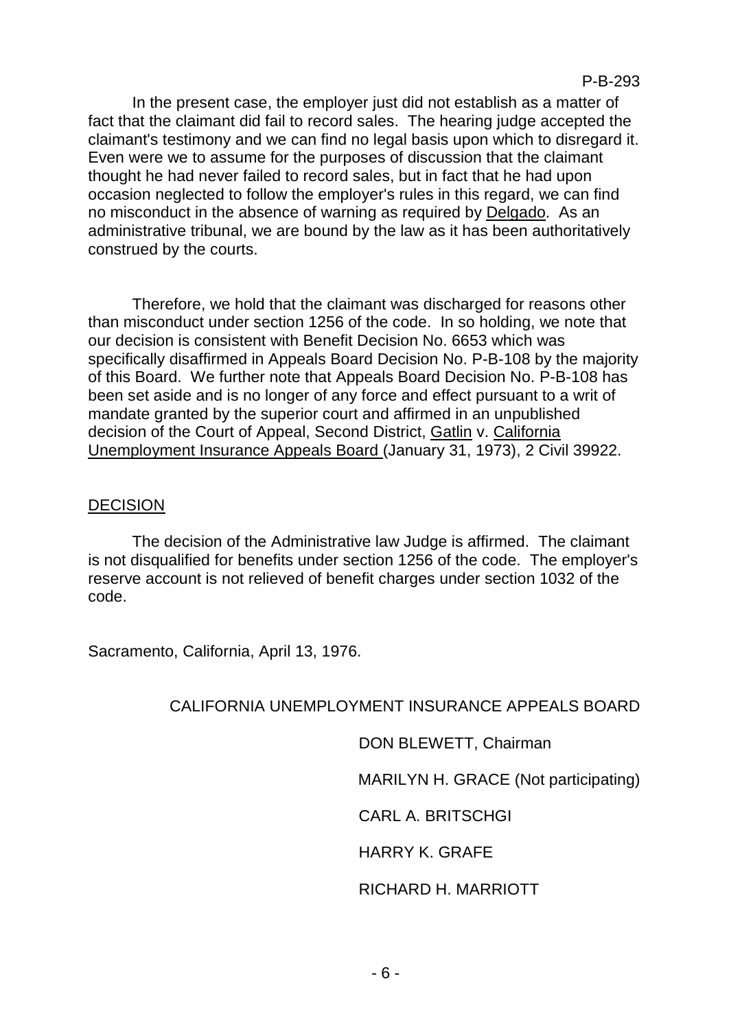In the present case, the employer just did not establish as a matter of fact that the claimant did fail to record sales. The hearing judge accepted the claimant's testimony and we can find no legal basis upon which to disregard it. Even were we to assume for the purposes of discussion that the claimant thought he had never failed to record sales, but in fact that he had upon occasion neglected to follow the employer's rules in this regard, we can find no misconduct in the absence of warning as required by Delgado. As an administrative tribunal, we are bound by the law as it has been authoritatively construed by the courts.

Therefore, we hold that the claimant was discharged for reasons other than misconduct under section 1256 of the code. In so holding, we note that our decision is consistent with Benefit Decision No. 6653 which was specifically disaffirmed in Appeals Board Decision No. P-B-108 by the majority of this Board. We further note that Appeals Board Decision No. P-B-108 has been set aside and is no longer of any force and effect pursuant to a writ of mandate granted by the superior court and affirmed in an unpublished decision of the Court of Appeal, Second District, Gatlin v. California Unemployment Insurance Appeals Board (January 31, 1973), 2 Civil 39922.

## DECISION

The decision of the Administrative law Judge is affirmed. The claimant is not disqualified for benefits under section 1256 of the code. The employer's reserve account is not relieved of benefit charges under section 1032 of the code.

Sacramento, California, April 13, 1976.

CALIFORNIA UNEMPLOYMENT INSURANCE APPEALS BOARD

DON BLEWETT, Chairman

MARILYN H. GRACE (Not participating)

CARL A. BRITSCHGI

HARRY K. GRAFE

RICHARD H. MARRIOTT